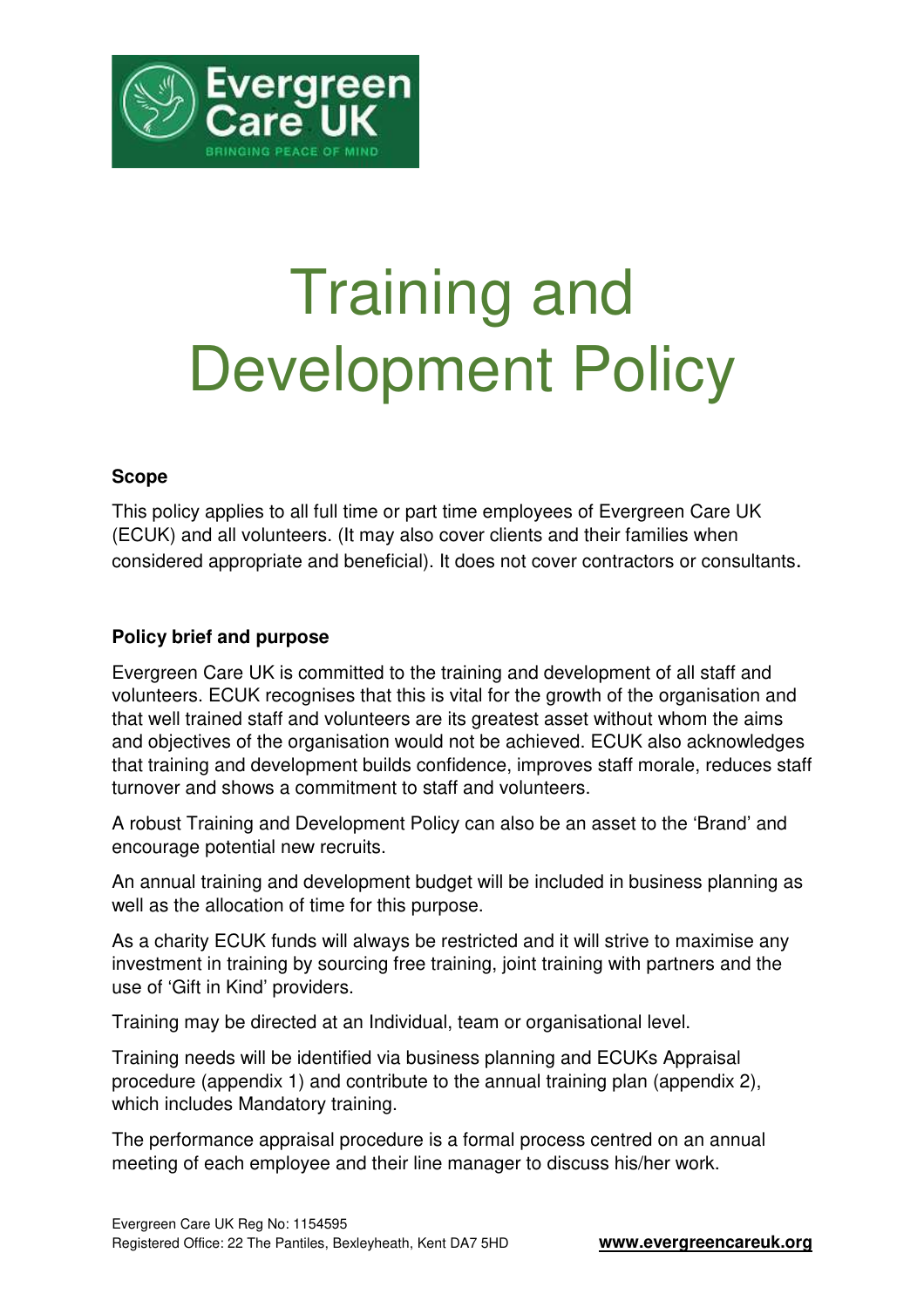# Training and Development Policy

**Scope**

This policy applies to all full time or part time employees of Evergreen Care UK (ECUK) and all volunteers. (It may also cover clients and their families when considered appropriate and beneficial). It does not cover contractors or consultants.

**Policy brief and purpose**

Evergreen Care UK is committed to the training and development of all staff and volunteers. ECUK recognises that this is vital for the growth of the organisation and that well trained staff and volunteers are its greatest asset without whom the aims and objectives of the organisation would not be achieved. ECUK also acknowledges that training and development builds confidence, improves staff morale, reduces staff turnover and shows a commitment to staff and volunteers.

A robust Training and Development Policy can also be an asset to the 'Brand' and encourage potential new recruits.

An annual training and development budget will be included in business planning as well as the allocation of time for this purpose.

As a charity ECUK funds will always be restricted and it will strive to maximise any investment in training by sourcing free training, joint training with partners and the use of 'Gift in Kind' providers.

Training may be directed at an Individual, team or organisational level.

Training needs will be identified via business planning and ECUKs Appraisal procedure (appendix 1) and contribute to the annual training plan (appendix 2), which includes Mandatory training.

The performance appraisal procedure is a formal process centred on an annual meeting of each employee and their line manager to discuss his/her work.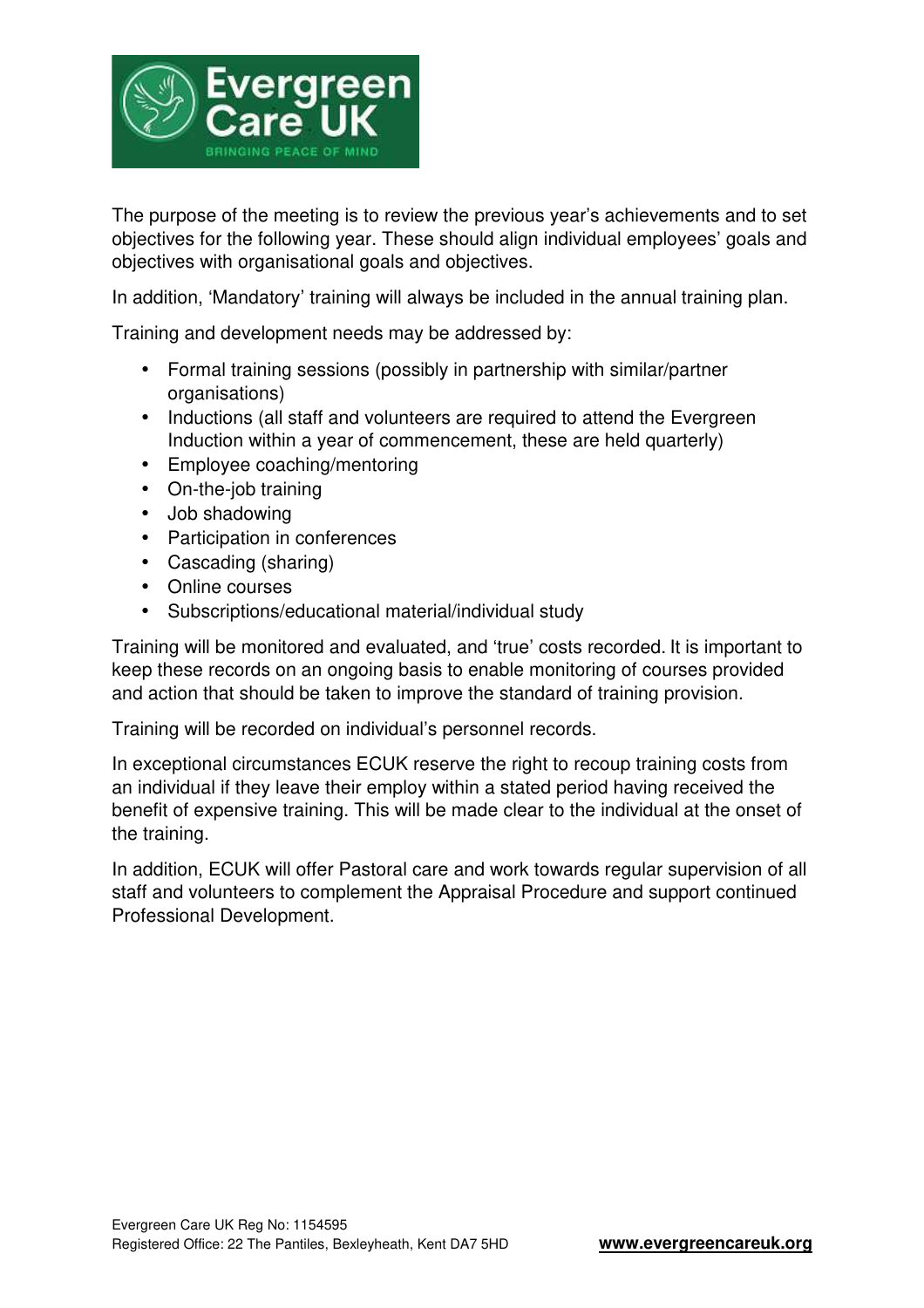The purpose of the meeting is to review the previous year's achievements and to set objectives for the following year. These should align individual employees' goals and objectives with organisational goals and objectives.

In addition, 'Mandatory' training will always be included in the annual training plan.

Training and development needs may be addressed by:

- Formal training sessions (possibly in partnership with similar/partner organisations)
- Inductions (all staff and volunteers are required to attend the Evergreen Induction within a year of commencement, these are held quarterly)
- Employee coaching/mentoring
- On-the-job training
- Job shadowing
- Participation in conferences
- Cascading (sharing)
- Online courses
- Subscriptions/educational material/individual study

Training will be monitored and evaluated, and 'true' costs recorded. It is important to keep these records on an ongoing basis to enable monitoring of courses provided and action that should be taken to improve the standard of training provision.

Training will be recorded on individual's personnel records.

In exceptional circumstances ECUK reserve the right to recoup training costs from an individual if they leave their employ within a stated period having received the benefit of expensive training. This will be made clear to the individual at the onset of the training.

In addition, ECUK will offer Pastoral care and work towards regular supervision of all staff and volunteers to complement the Appraisal Procedure and support continued Professional Development.